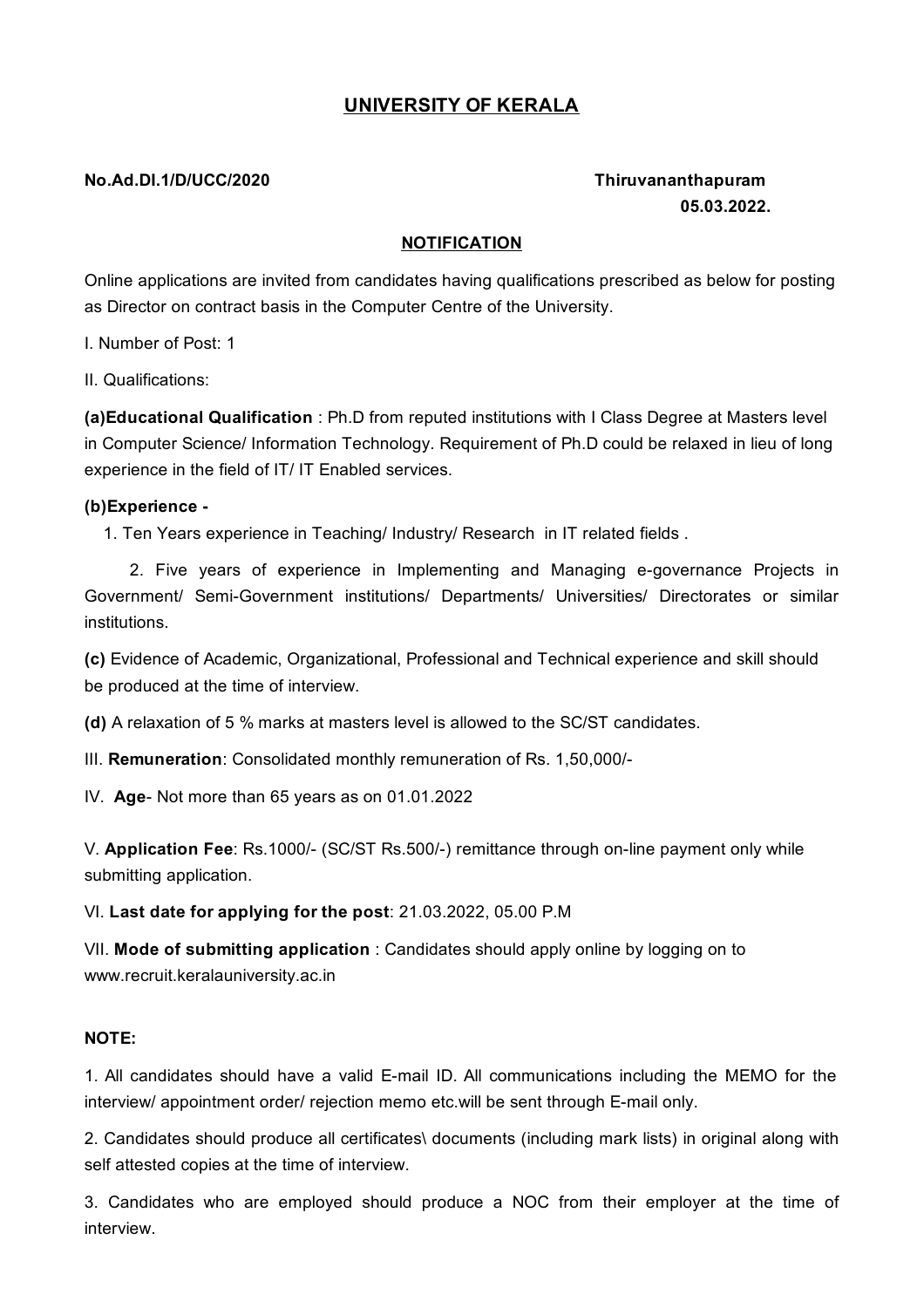# UNIVERSITY OF KERALA

**No.Ad.DI.1/D/UCC/2020** **Thiruvananthapuram**
**05.03.2022.**

## NOTIFICATION

Online applications are invited from candidates having qualifications prescribed as below for posting as Director on contract basis in the Computer Centre of the University.

I. Number of Post: 1

II. Qualifications:

**(a)Educational Qualification** : Ph.D from reputed institutions with I Class Degree at Masters level in Computer Science/ Information Technology. Requirement of Ph.D could be relaxed in lieu of long experience in the field of IT/ IT Enabled services.

**(b)Experience -**

1. Ten Years experience in Teaching/ Industry/ Research in IT related fields .

2. Five years of experience in Implementing and Managing e-governance Projects in Government/ Semi-Government institutions/ Departments/ Universities/ Directorates or similar institutions.

**(c)** Evidence of Academic, Organizational, Professional and Technical experience and skill should be produced at the time of interview.

**(d)** A relaxation of 5 % marks at masters level is allowed to the SC/ST candidates.

III. **Remuneration**: Consolidated monthly remuneration of Rs. 1,50,000/-

IV. **Age**- Not more than 65 years as on 01.01.2022

V. **Application Fee**: Rs.1000/- (SC/ST Rs.500/-) remittance through on-line payment only while submitting application.

VI. **Last date for applying for the post**: 21.03.2022, 05.00 P.M

VII. **Mode of submitting application** : Candidates should apply online by logging on to www.recruit.keralauniversity.ac.in

**NOTE:**

1. All candidates should have a valid E-mail ID. All communications including the MEMO for the interview/ appointment order/ rejection memo etc.will be sent through E-mail only.

2. Candidates should produce all certificates\ documents (including mark lists) in original along with self attested copies at the time of interview.

3. Candidates who are employed should produce a NOC from their employer at the time of interview.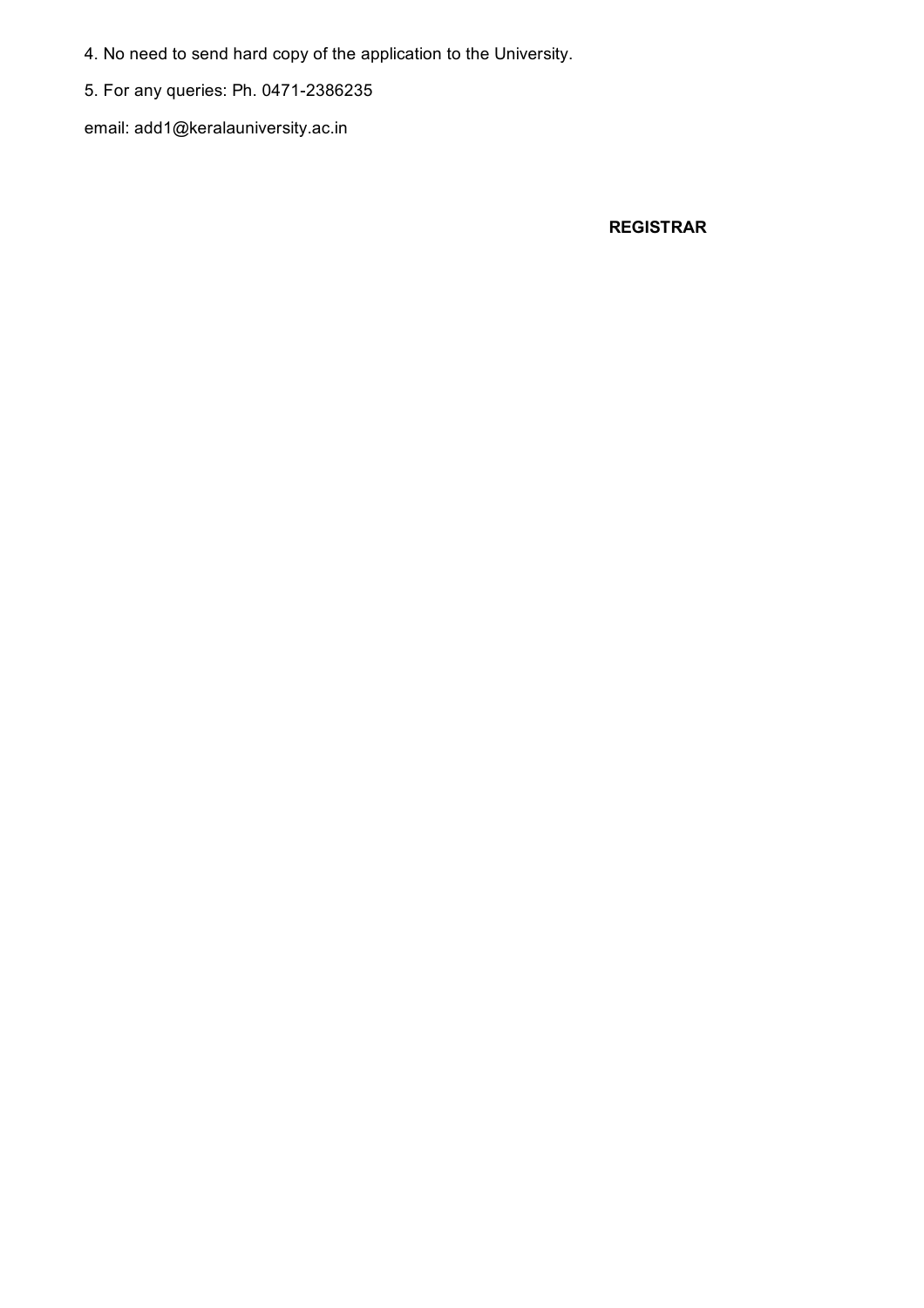4. No need to send hard copy of the application to the University.

5. For any queries: Ph. 0471-2386235

email: add1@keralauniversity.ac.in

**REGISTRAR**